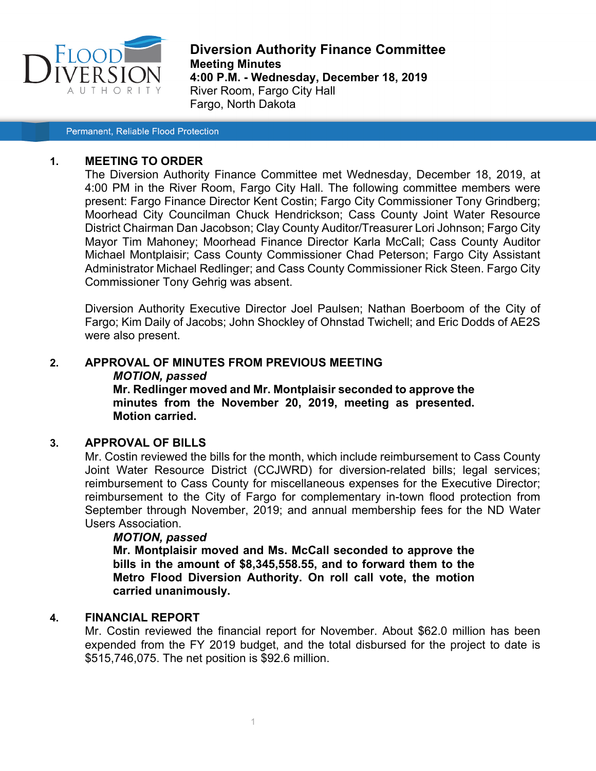# Diversion Authority Finance Committee

**Meeting Minutes**
**4:00 P.M. - Wednesday, December 18, 2019**
River Room, Fargo City Hall
Fargo, North Dakota

Permanent, Reliable Flood Protection

## 1. MEETING TO ORDER

The Diversion Authority Finance Committee met Wednesday, December 18, 2019, at 4:00 PM in the River Room, Fargo City Hall. The following committee members were present: Fargo Finance Director Kent Costin; Fargo City Commissioner Tony Grindberg; Moorhead City Councilman Chuck Hendrickson; Cass County Joint Water Resource District Chairman Dan Jacobson; Clay County Auditor/Treasurer Lori Johnson; Fargo City Mayor Tim Mahoney; Moorhead Finance Director Karla McCall; Cass County Auditor Michael Montplaisir; Cass County Commissioner Chad Peterson; Fargo City Assistant Administrator Michael Redlinger; and Cass County Commissioner Rick Steen. Fargo City Commissioner Tony Gehrig was absent.

Diversion Authority Executive Director Joel Paulsen; Nathan Boerboom of the City of Fargo; Kim Daily of Jacobs; John Shockley of Ohnstad Twichell; and Eric Dodds of AE2S were also present.

## 2. APPROVAL OF MINUTES FROM PREVIOUS MEETING

***MOTION, passed***
**Mr. Redlinger moved and Mr. Montplaisir seconded to approve the minutes from the November 20, 2019, meeting as presented. Motion carried.**

## 3. APPROVAL OF BILLS

Mr. Costin reviewed the bills for the month, which include reimbursement to Cass County Joint Water Resource District (CCJWRD) for diversion-related bills; legal services; reimbursement to Cass County for miscellaneous expenses for the Executive Director; reimbursement to the City of Fargo for complementary in-town flood protection from September through November, 2019; and annual membership fees for the ND Water Users Association.

***MOTION, passed***
**Mr. Montplaisir moved and Ms. McCall seconded to approve the bills in the amount of $8,345,558.55, and to forward them to the Metro Flood Diversion Authority. On roll call vote, the motion carried unanimously.**

## 4. FINANCIAL REPORT

Mr. Costin reviewed the financial report for November. About $62.0 million has been expended from the FY 2019 budget, and the total disbursed for the project to date is $515,746,075. The net position is $92.6 million.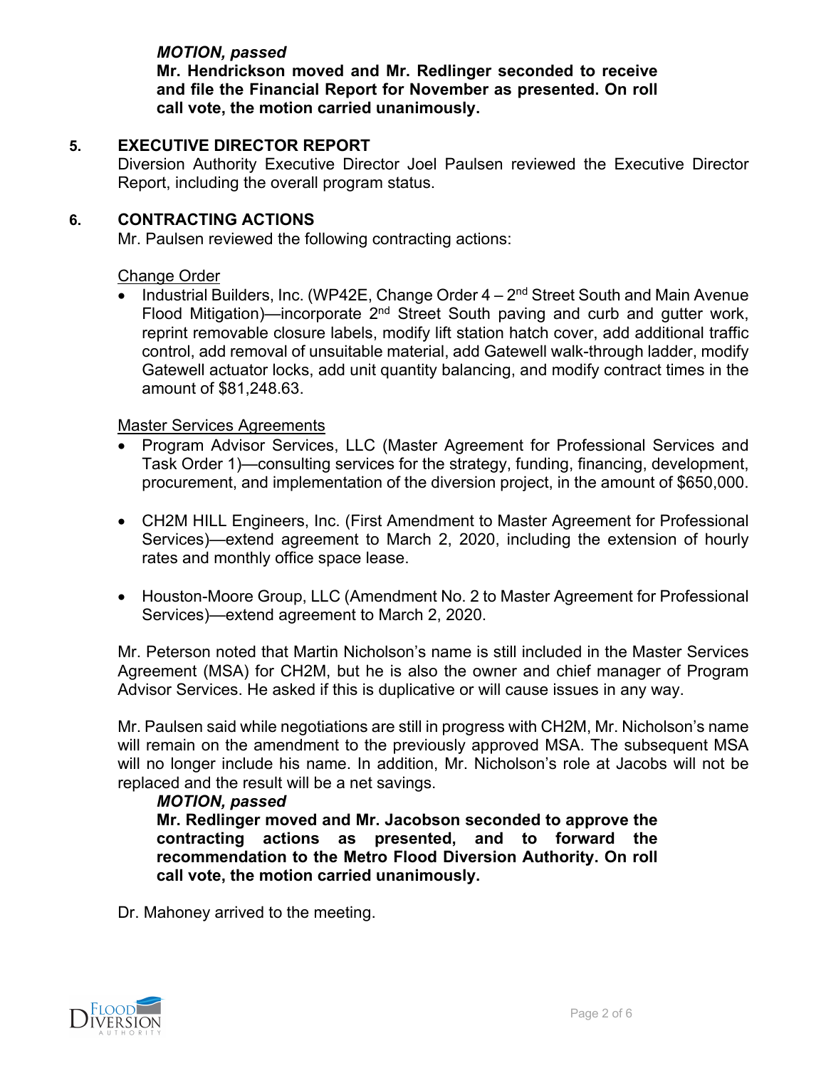***MOTION, passed***
**Mr. Hendrickson moved and Mr. Redlinger seconded to receive and file the Financial Report for November as presented. On roll call vote, the motion carried unanimously.**

## 5. EXECUTIVE DIRECTOR REPORT

Diversion Authority Executive Director Joel Paulsen reviewed the Executive Director Report, including the overall program status.

## 6. CONTRACTING ACTIONS

Mr. Paulsen reviewed the following contracting actions:

Change Order

- Industrial Builders, Inc. (WP42E, Change Order 4 – 2nd Street South and Main Avenue Flood Mitigation)—incorporate 2nd Street South paving and curb and gutter work, reprint removable closure labels, modify lift station hatch cover, add additional traffic control, add removal of unsuitable material, add Gatewell walk-through ladder, modify Gatewell actuator locks, add unit quantity balancing, and modify contract times in the amount of $81,248.63.

Master Services Agreements

- Program Advisor Services, LLC (Master Agreement for Professional Services and Task Order 1)—consulting services for the strategy, funding, financing, development, procurement, and implementation of the diversion project, in the amount of $650,000.
- CH2M HILL Engineers, Inc. (First Amendment to Master Agreement for Professional Services)—extend agreement to March 2, 2020, including the extension of hourly rates and monthly office space lease.
- Houston-Moore Group, LLC (Amendment No. 2 to Master Agreement for Professional Services)—extend agreement to March 2, 2020.

Mr. Peterson noted that Martin Nicholson's name is still included in the Master Services Agreement (MSA) for CH2M, but he is also the owner and chief manager of Program Advisor Services. He asked if this is duplicative or will cause issues in any way.

Mr. Paulsen said while negotiations are still in progress with CH2M, Mr. Nicholson's name will remain on the amendment to the previously approved MSA. The subsequent MSA will no longer include his name. In addition, Mr. Nicholson's role at Jacobs will not be replaced and the result will be a net savings.

***MOTION, passed***
**Mr. Redlinger moved and Mr. Jacobson seconded to approve the contracting actions as presented, and to forward the recommendation to the Metro Flood Diversion Authority. On roll call vote, the motion carried unanimously.**

Dr. Mahoney arrived to the meeting.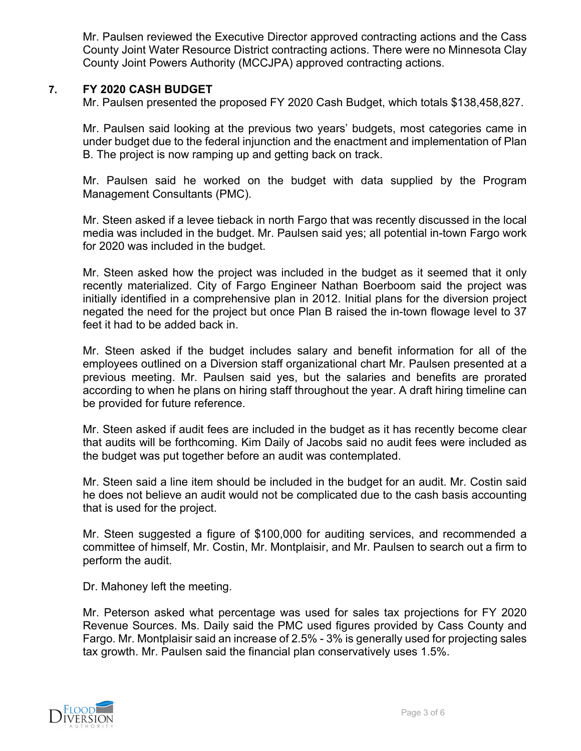Mr. Paulsen reviewed the Executive Director approved contracting actions and the Cass County Joint Water Resource District contracting actions. There were no Minnesota Clay County Joint Powers Authority (MCCJPA) approved contracting actions.

## 7. FY 2020 CASH BUDGET

Mr. Paulsen presented the proposed FY 2020 Cash Budget, which totals $138,458,827.

Mr. Paulsen said looking at the previous two years' budgets, most categories came in under budget due to the federal injunction and the enactment and implementation of Plan B. The project is now ramping up and getting back on track.

Mr. Paulsen said he worked on the budget with data supplied by the Program Management Consultants (PMC).

Mr. Steen asked if a levee tieback in north Fargo that was recently discussed in the local media was included in the budget. Mr. Paulsen said yes; all potential in-town Fargo work for 2020 was included in the budget.

Mr. Steen asked how the project was included in the budget as it seemed that it only recently materialized. City of Fargo Engineer Nathan Boerboom said the project was initially identified in a comprehensive plan in 2012. Initial plans for the diversion project negated the need for the project but once Plan B raised the in-town flowage level to 37 feet it had to be added back in.

Mr. Steen asked if the budget includes salary and benefit information for all of the employees outlined on a Diversion staff organizational chart Mr. Paulsen presented at a previous meeting. Mr. Paulsen said yes, but the salaries and benefits are prorated according to when he plans on hiring staff throughout the year. A draft hiring timeline can be provided for future reference.

Mr. Steen asked if audit fees are included in the budget as it has recently become clear that audits will be forthcoming. Kim Daily of Jacobs said no audit fees were included as the budget was put together before an audit was contemplated.

Mr. Steen said a line item should be included in the budget for an audit. Mr. Costin said he does not believe an audit would not be complicated due to the cash basis accounting that is used for the project.

Mr. Steen suggested a figure of $100,000 for auditing services, and recommended a committee of himself, Mr. Costin, Mr. Montplaisir, and Mr. Paulsen to search out a firm to perform the audit.

Dr. Mahoney left the meeting.

Mr. Peterson asked what percentage was used for sales tax projections for FY 2020 Revenue Sources. Ms. Daily said the PMC used figures provided by Cass County and Fargo. Mr. Montplaisir said an increase of 2.5% - 3% is generally used for projecting sales tax growth. Mr. Paulsen said the financial plan conservatively uses 1.5%.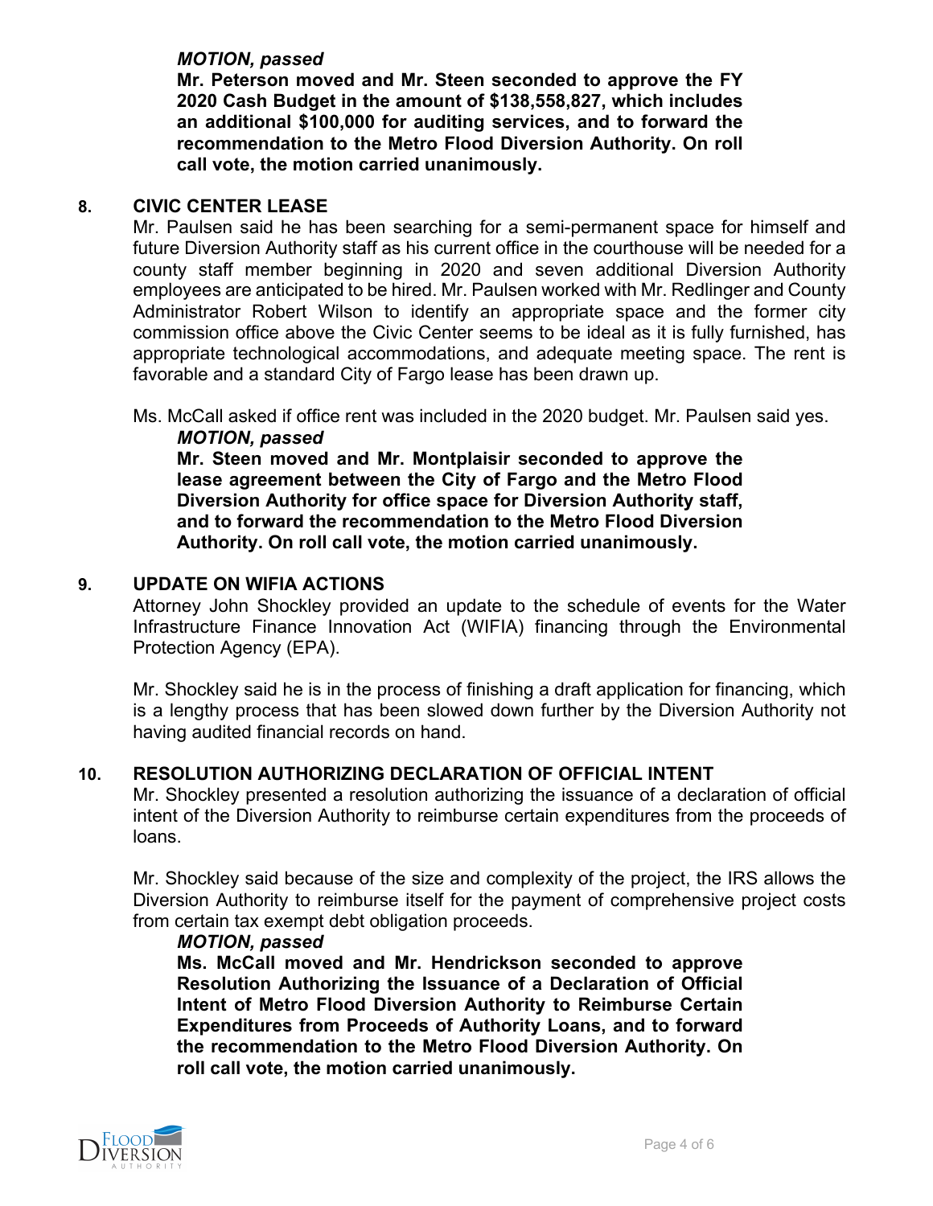*MOTION, passed*

**Mr. Peterson moved and Mr. Steen seconded to approve the FY 2020 Cash Budget in the amount of $138,558,827, which includes an additional $100,000 for auditing services, and to forward the recommendation to the Metro Flood Diversion Authority. On roll call vote, the motion carried unanimously.**

## 8. CIVIC CENTER LEASE

Mr. Paulsen said he has been searching for a semi-permanent space for himself and future Diversion Authority staff as his current office in the courthouse will be needed for a county staff member beginning in 2020 and seven additional Diversion Authority employees are anticipated to be hired. Mr. Paulsen worked with Mr. Redlinger and County Administrator Robert Wilson to identify an appropriate space and the former city commission office above the Civic Center seems to be ideal as it is fully furnished, has appropriate technological accommodations, and adequate meeting space. The rent is favorable and a standard City of Fargo lease has been drawn up.

Ms. McCall asked if office rent was included in the 2020 budget. Mr. Paulsen said yes.

*MOTION, passed*

**Mr. Steen moved and Mr. Montplaisir seconded to approve the lease agreement between the City of Fargo and the Metro Flood Diversion Authority for office space for Diversion Authority staff, and to forward the recommendation to the Metro Flood Diversion Authority. On roll call vote, the motion carried unanimously.**

## 9. UPDATE ON WIFIA ACTIONS

Attorney John Shockley provided an update to the schedule of events for the Water Infrastructure Finance Innovation Act (WIFIA) financing through the Environmental Protection Agency (EPA).

Mr. Shockley said he is in the process of finishing a draft application for financing, which is a lengthy process that has been slowed down further by the Diversion Authority not having audited financial records on hand.

## 10. RESOLUTION AUTHORIZING DECLARATION OF OFFICIAL INTENT

Mr. Shockley presented a resolution authorizing the issuance of a declaration of official intent of the Diversion Authority to reimburse certain expenditures from the proceeds of loans.

Mr. Shockley said because of the size and complexity of the project, the IRS allows the Diversion Authority to reimburse itself for the payment of comprehensive project costs from certain tax exempt debt obligation proceeds.

*MOTION, passed*

**Ms. McCall moved and Mr. Hendrickson seconded to approve Resolution Authorizing the Issuance of a Declaration of Official Intent of Metro Flood Diversion Authority to Reimburse Certain Expenditures from Proceeds of Authority Loans, and to forward the recommendation to the Metro Flood Diversion Authority. On roll call vote, the motion carried unanimously.**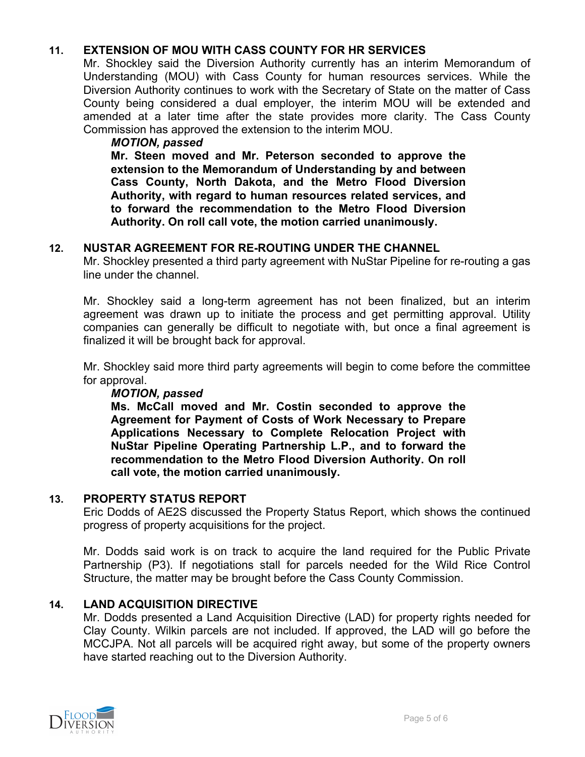## 11. EXTENSION OF MOU WITH CASS COUNTY FOR HR SERVICES

Mr. Shockley said the Diversion Authority currently has an interim Memorandum of Understanding (MOU) with Cass County for human resources services. While the Diversion Authority continues to work with the Secretary of State on the matter of Cass County being considered a dual employer, the interim MOU will be extended and amended at a later time after the state provides more clarity. The Cass County Commission has approved the extension to the interim MOU.

***MOTION, passed***

**Mr. Steen moved and Mr. Peterson seconded to approve the extension to the Memorandum of Understanding by and between Cass County, North Dakota, and the Metro Flood Diversion Authority, with regard to human resources related services, and to forward the recommendation to the Metro Flood Diversion Authority. On roll call vote, the motion carried unanimously.**

## 12. NUSTAR AGREEMENT FOR RE-ROUTING UNDER THE CHANNEL

Mr. Shockley presented a third party agreement with NuStar Pipeline for re-routing a gas line under the channel.

Mr. Shockley said a long-term agreement has not been finalized, but an interim agreement was drawn up to initiate the process and get permitting approval. Utility companies can generally be difficult to negotiate with, but once a final agreement is finalized it will be brought back for approval.

Mr. Shockley said more third party agreements will begin to come before the committee for approval.

***MOTION, passed***

**Ms. McCall moved and Mr. Costin seconded to approve the Agreement for Payment of Costs of Work Necessary to Prepare Applications Necessary to Complete Relocation Project with NuStar Pipeline Operating Partnership L.P., and to forward the recommendation to the Metro Flood Diversion Authority. On roll call vote, the motion carried unanimously.**

## 13. PROPERTY STATUS REPORT

Eric Dodds of AE2S discussed the Property Status Report, which shows the continued progress of property acquisitions for the project.

Mr. Dodds said work is on track to acquire the land required for the Public Private Partnership (P3). If negotiations stall for parcels needed for the Wild Rice Control Structure, the matter may be brought before the Cass County Commission.

## 14. LAND ACQUISITION DIRECTIVE

Mr. Dodds presented a Land Acquisition Directive (LAD) for property rights needed for Clay County. Wilkin parcels are not included. If approved, the LAD will go before the MCCJPA. Not all parcels will be acquired right away, but some of the property owners have started reaching out to the Diversion Authority.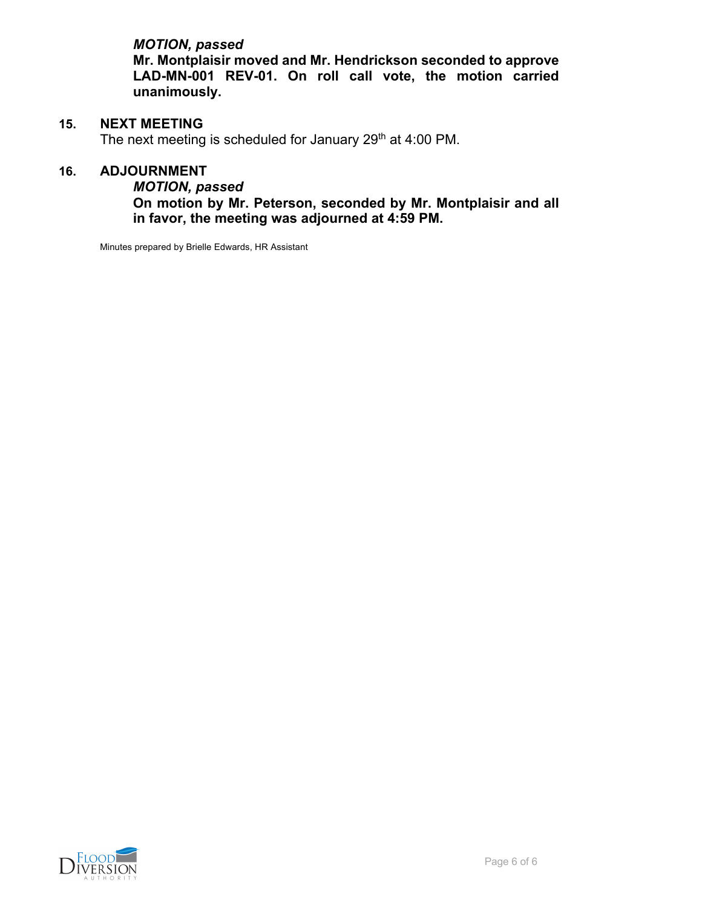***MOTION, passed***
**Mr. Montplaisir moved and Mr. Hendrickson seconded to approve LAD-MN-001 REV-01. On roll call vote, the motion carried unanimously.**

## 15. NEXT MEETING

The next meeting is scheduled for January 29th at 4:00 PM.

## 16. ADJOURNMENT

***MOTION, passed***
**On motion by Mr. Peterson, seconded by Mr. Montplaisir and all in favor, the meeting was adjourned at 4:59 PM.**

Minutes prepared by Brielle Edwards, HR Assistant